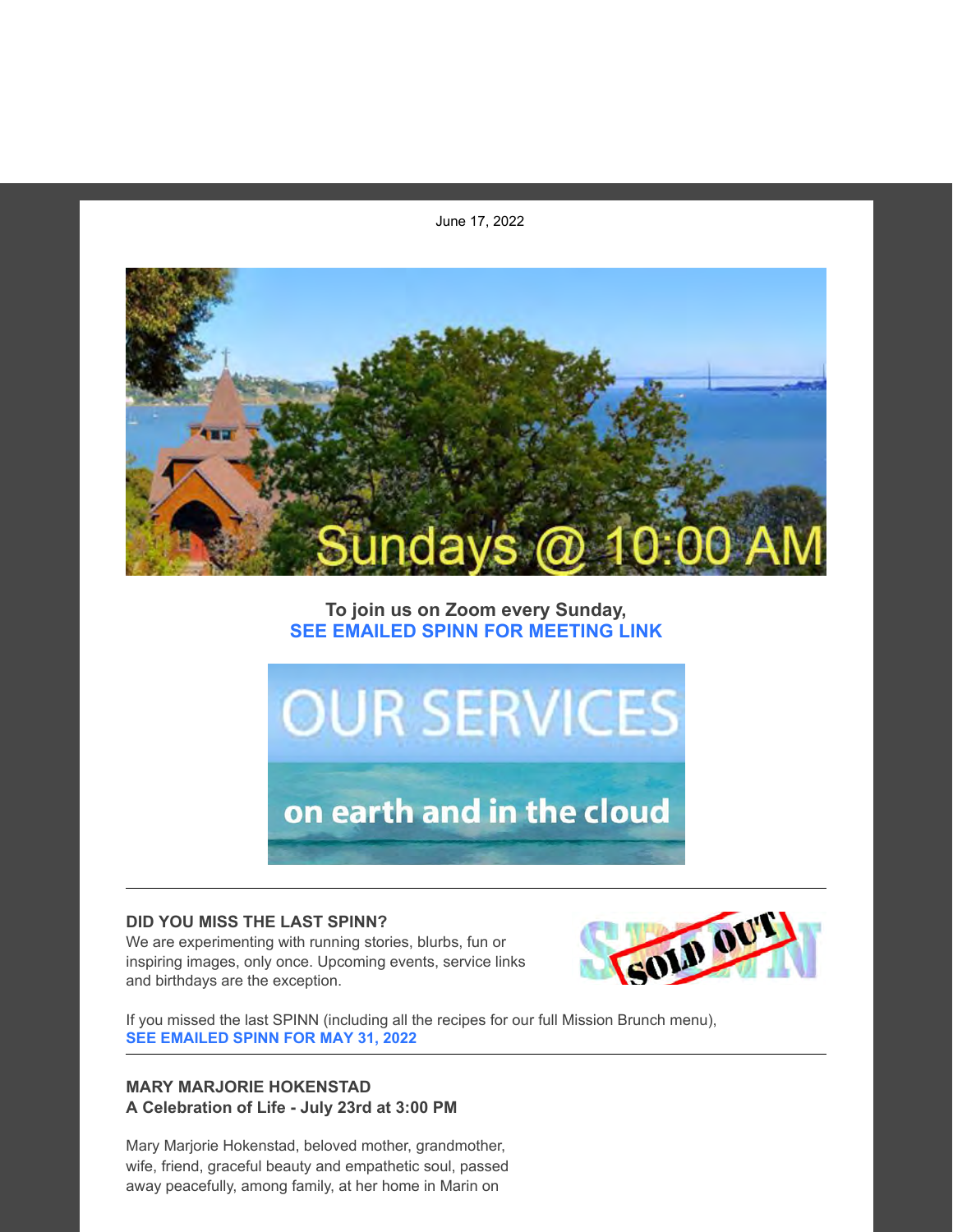June 17, 2022

Sundays @ 10:00 AM

**To join us on Zoom every Sunday,**
**SEE EMAILED SPINN FOR MEETING LINK**

OUR SERVICES

on earth and in the cloud

---

**DID YOU MISS THE LAST SPINN?**
We are experimenting with running stories, blurbs, fun or inspiring images, only once. Upcoming events, service links and birthdays are the exception.

If you missed the last SPINN (including all the recipes for our full Mission Brunch menu), **SEE EMAILED SPINN FOR MAY 31, 2022**

---

**MARY MARJORIE HOKENSTAD**
**A Celebration of Life - July 23rd at 3:00 PM**

Mary Marjorie Hokenstad, beloved mother, grandmother, wife, friend, graceful beauty and empathetic soul, passed away peacefully, among family, at her home in Marin on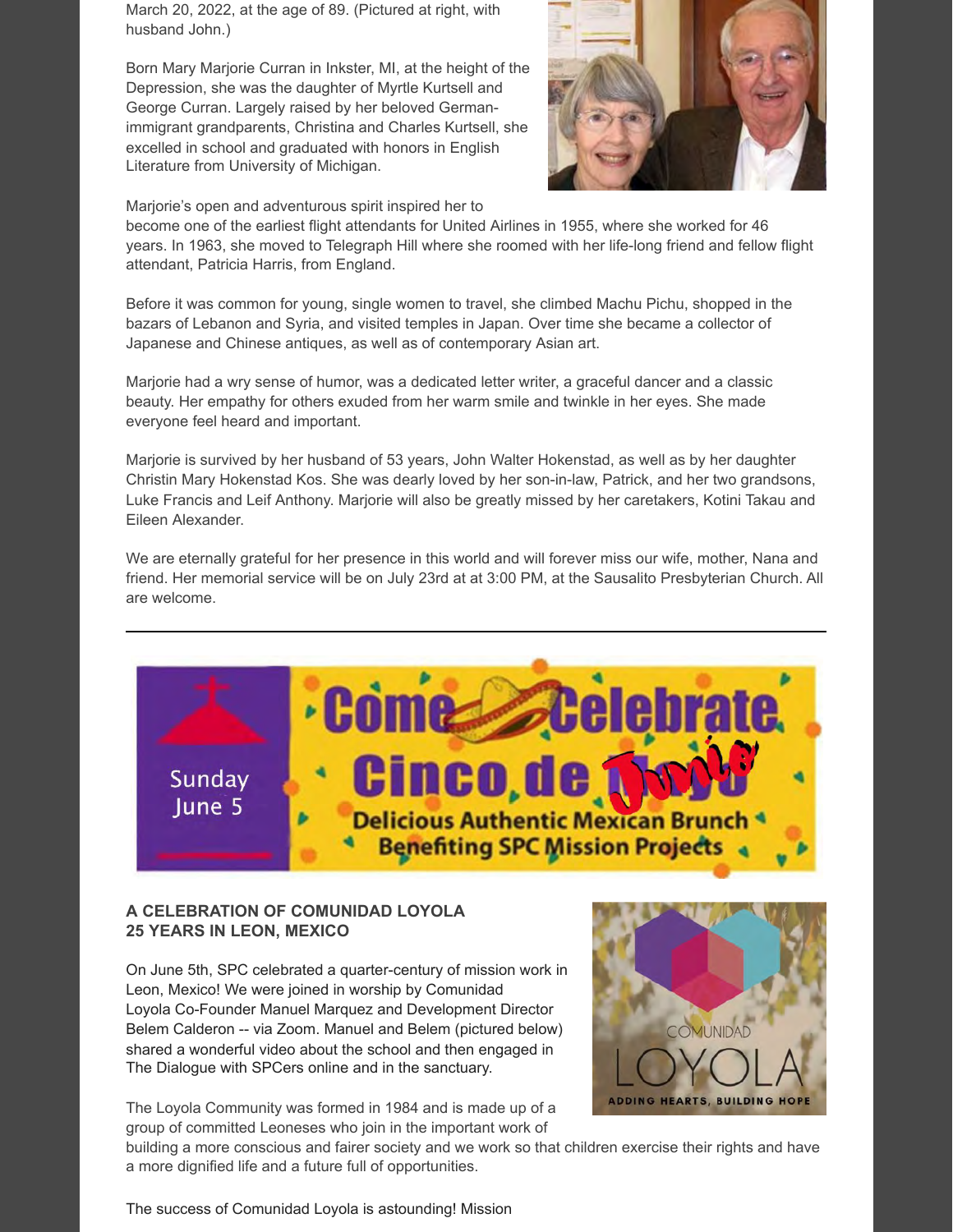March 20, 2022, at the age of 89. (Pictured at right, with husband John.)

Born Mary Marjorie Curran in Inkster, MI, at the height of the Depression, she was the daughter of Myrtle Kurtsell and George Curran. Largely raised by her beloved German-immigrant grandparents, Christina and Charles Kurtsell, she excelled in school and graduated with honors in English Literature from University of Michigan.

Marjorie's open and adventurous spirit inspired her to become one of the earliest flight attendants for United Airlines in 1955, where she worked for 46 years. In 1963, she moved to Telegraph Hill where she roomed with her life-long friend and fellow flight attendant, Patricia Harris, from England.

Before it was common for young, single women to travel, she climbed Machu Pichu, shopped in the bazars of Lebanon and Syria, and visited temples in Japan. Over time she became a collector of Japanese and Chinese antiques, as well as of contemporary Asian art.

Marjorie had a wry sense of humor, was a dedicated letter writer, a graceful dancer and a classic beauty. Her empathy for others exuded from her warm smile and twinkle in her eyes. She made everyone feel heard and important.

Marjorie is survived by her husband of 53 years, John Walter Hokenstad, as well as by her daughter Christin Mary Hokenstad Kos. She was dearly loved by her son-in-law, Patrick, and her two grandsons, Luke Francis and Leif Anthony. Marjorie will also be greatly missed by her caretakers, Kotini Takau and Eileen Alexander.

We are eternally grateful for her presence in this world and will forever miss our wife, mother, Nana and friend. Her memorial service will be on July 23rd at at 3:00 PM, at the Sausalito Presbyterian Church. All are welcome.

---

Sunday June 5

Come Celebrate Cinco de Junio

Delicious Authentic Mexican Brunch Benefiting SPC Mission Projects

**A CELEBRATION OF COMUNIDAD LOYOLA**
**25 YEARS IN LEON, MEXICO**

On June 5th, SPC celebrated a quarter-century of mission work in Leon, Mexico! We were joined in worship by Comunidad Loyola Co-Founder Manuel Marquez and Development Director Belem Calderon -- via Zoom. Manuel and Belem (pictured below) shared a wonderful video about the school and then engaged in The Dialogue with SPCers online and in the sanctuary.

COMUNIDAD LOYOLA
ADDING HEARTS, BUILDING HOPE

The Loyola Community was formed in 1984 and is made up of a group of committed Leoneses who join in the important work of building a more conscious and fairer society and we work so that children exercise their rights and have a more dignified life and a future full of opportunities.

The success of Comunidad Loyola is astounding! Mission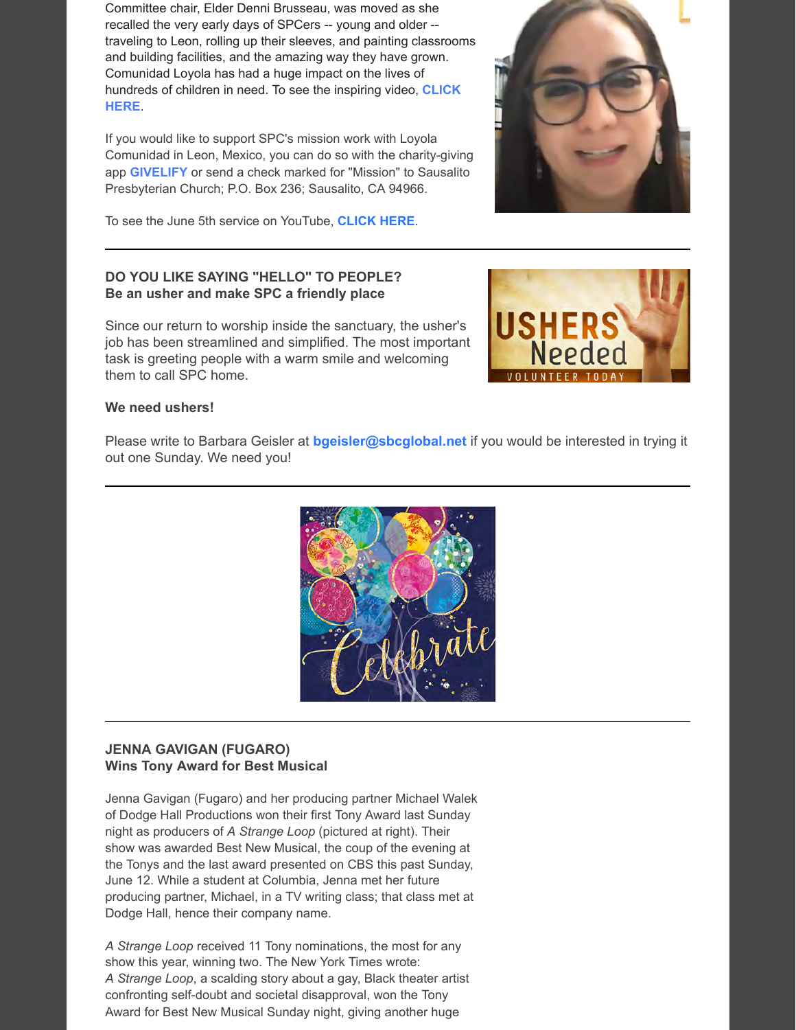Committee chair, Elder Denni Brusseau, was moved as she recalled the very early days of SPCers -- young and older -- traveling to Leon, rolling up their sleeves, and painting classrooms and building facilities, and the amazing way they have grown. Comunidad Loyola has had a huge impact on the lives of hundreds of children in need. To see the inspiring video, **CLICK HERE**.

If you would like to support SPC's mission work with Loyola Comunidad in Leon, Mexico, you can do so with the charity-giving app **GIVELIFY** or send a check marked for "Mission" to Sausalito Presbyterian Church; P.O. Box 236; Sausalito, CA 94966.

To see the June 5th service on YouTube, **CLICK HERE**.

---

**DO YOU LIKE SAYING "HELLO" TO PEOPLE?**
**Be an usher and make SPC a friendly place**

Since our return to worship inside the sanctuary, the usher's job has been streamlined and simplified. The most important task is greeting people with a warm smile and welcoming them to call SPC home.

**We need ushers!**

Please write to Barbara Geisler at **bgeisler@sbcglobal.net** if you would be interested in trying it out one Sunday. We need you!

---

---

**JENNA GAVIGAN (FUGARO)**
**Wins Tony Award for Best Musical**

Jenna Gavigan (Fugaro) and her producing partner Michael Walek of Dodge Hall Productions won their first Tony Award last Sunday night as producers of *A Strange Loop* (pictured at right). Their show was awarded Best New Musical, the coup of the evening at the Tonys and the last award presented on CBS this past Sunday, June 12. While a student at Columbia, Jenna met her future producing partner, Michael, in a TV writing class; that class met at Dodge Hall, hence their company name.

*A Strange Loop* received 11 Tony nominations, the most for any show this year, winning two. The New York Times wrote:
*A Strange Loop*, a scalding story about a gay, Black theater artist confronting self-doubt and societal disapproval, won the Tony Award for Best New Musical Sunday night, giving another huge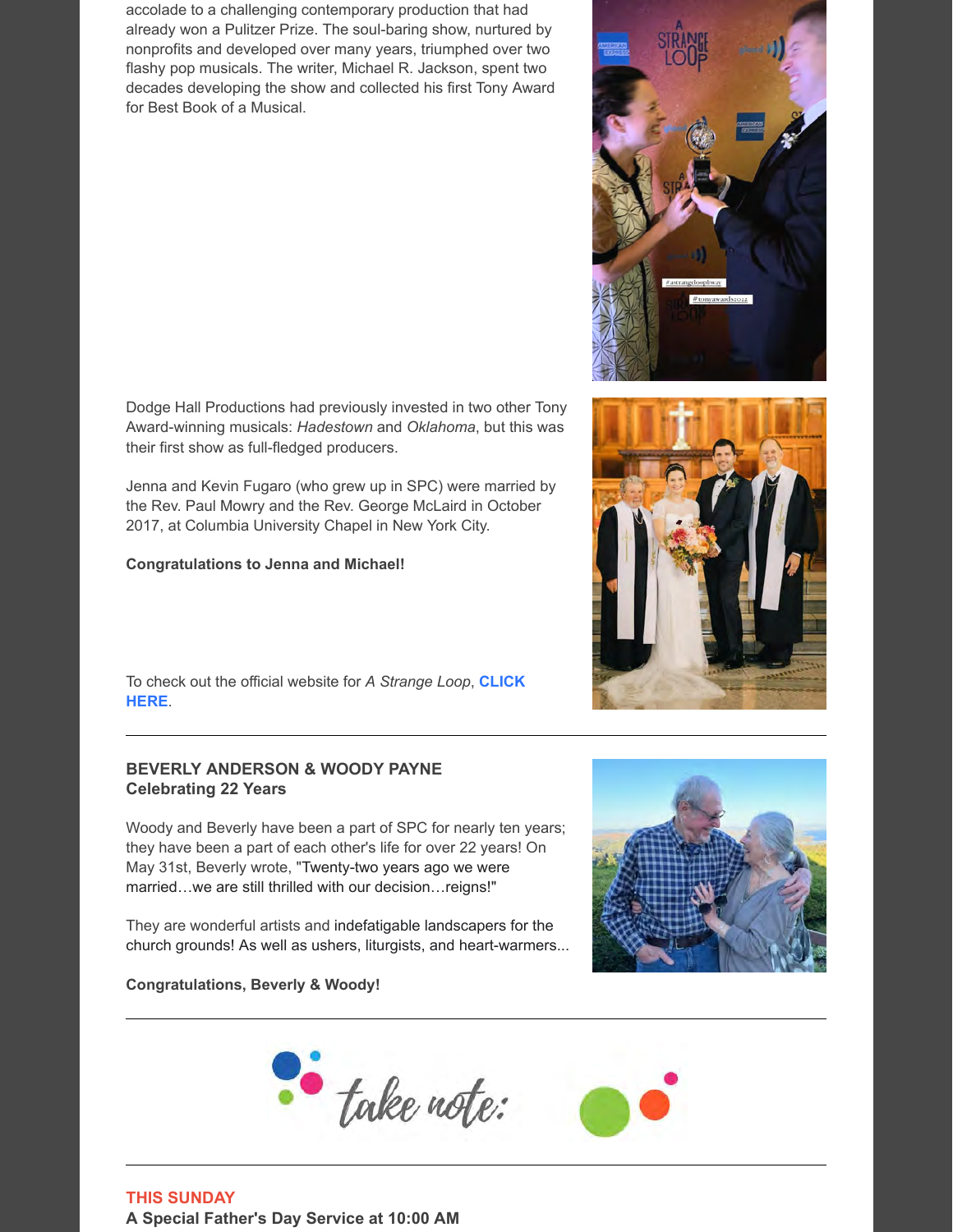accolade to a challenging contemporary production that had already won a Pulitzer Prize. The soul-baring show, nurtured by nonprofits and developed over many years, triumphed over two flashy pop musicals. The writer, Michael R. Jackson, spent two decades developing the show and collected his first Tony Award for Best Book of a Musical.

Dodge Hall Productions had previously invested in two other Tony Award-winning musicals: *Hadestown* and *Oklahoma*, but this was their first show as full-fledged producers.

Jenna and Kevin Fugaro (who grew up in SPC) were married by the Rev. Paul Mowry and the Rev. George McLaird in October 2017, at Columbia University Chapel in New York City.

**Congratulations to Jenna and Michael!**

To check out the official website for *A Strange Loop*, **CLICK HERE**.

---

**BEVERLY ANDERSON & WOODY PAYNE**
**Celebrating 22 Years**

Woody and Beverly have been a part of SPC for nearly ten years; they have been a part of each other's life for over 22 years! On May 31st, Beverly wrote, "Twenty-two years ago we were married…we are still thrilled with our decision…reigns!"

They are wonderful artists and indefatigable landscapers for the church grounds! As well as ushers, liturgists, and heart-warmers...

**Congratulations, Beverly & Woody!**

---

take note:

---

**THIS SUNDAY**
**A Special Father's Day Service at 10:00 AM**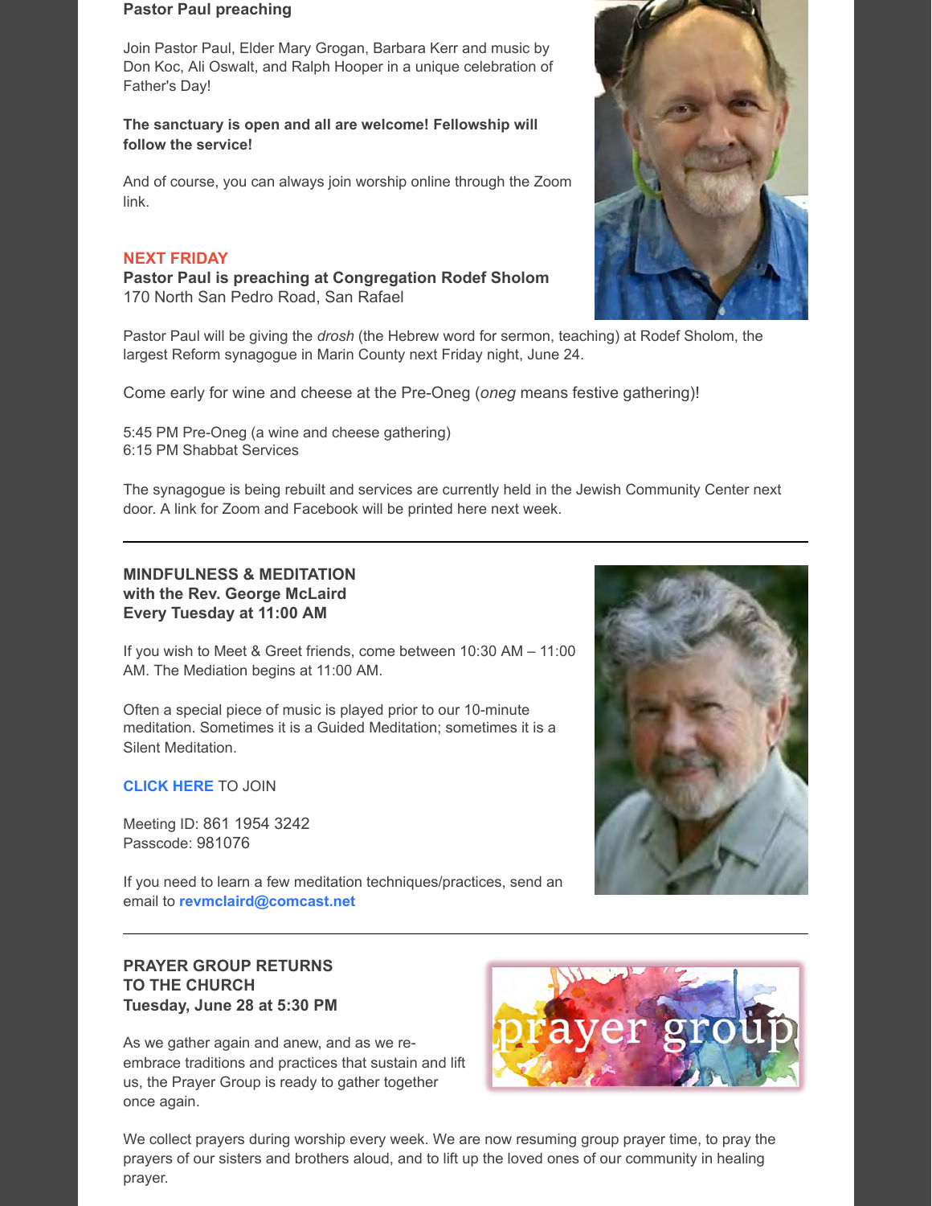**Pastor Paul preaching**

Join Pastor Paul, Elder Mary Grogan, Barbara Kerr and music by Don Koc, Ali Oswalt, and Ralph Hooper in a unique celebration of Father's Day!

**The sanctuary is open and all are welcome! Fellowship will follow the service!**

And of course, you can always join worship online through the Zoom link.

**NEXT FRIDAY**
**Pastor Paul is preaching at Congregation Rodef Sholom**
170 North San Pedro Road, San Rafael

Pastor Paul will be giving the *drosh* (the Hebrew word for sermon, teaching) at Rodef Sholom, the largest Reform synagogue in Marin County next Friday night, June 24.

Come early for wine and cheese at the Pre-Oneg (*oneg* means festive gathering)!

5:45 PM Pre-Oneg (a wine and cheese gathering)
6:15 PM Shabbat Services

The synagogue is being rebuilt and services are currently held in the Jewish Community Center next door. A link for Zoom and Facebook will be printed here next week.

---

**MINDFULNESS & MEDITATION**
**with the Rev. George McLaird**
**Every Tuesday at 11:00 AM**

If you wish to Meet & Greet friends, come between 10:30 AM – 11:00 AM. The Mediation begins at 11:00 AM.

Often a special piece of music is played prior to our 10-minute meditation. Sometimes it is a Guided Meditation; sometimes it is a Silent Meditation.

**CLICK HERE** TO JOIN

Meeting ID: 861 1954 3242
Passcode: 981076

If you need to learn a few meditation techniques/practices, send an email to **revmclaird@comcast.net**

---

**PRAYER GROUP RETURNS TO THE CHURCH**
**Tuesday, June 28 at 5:30 PM**

As we gather again and anew, and as we re-embrace traditions and practices that sustain and lift us, the Prayer Group is ready to gather together once again.

We collect prayers during worship every week. We are now resuming group prayer time, to pray the prayers of our sisters and brothers aloud, and to lift up the loved ones of our community in healing prayer.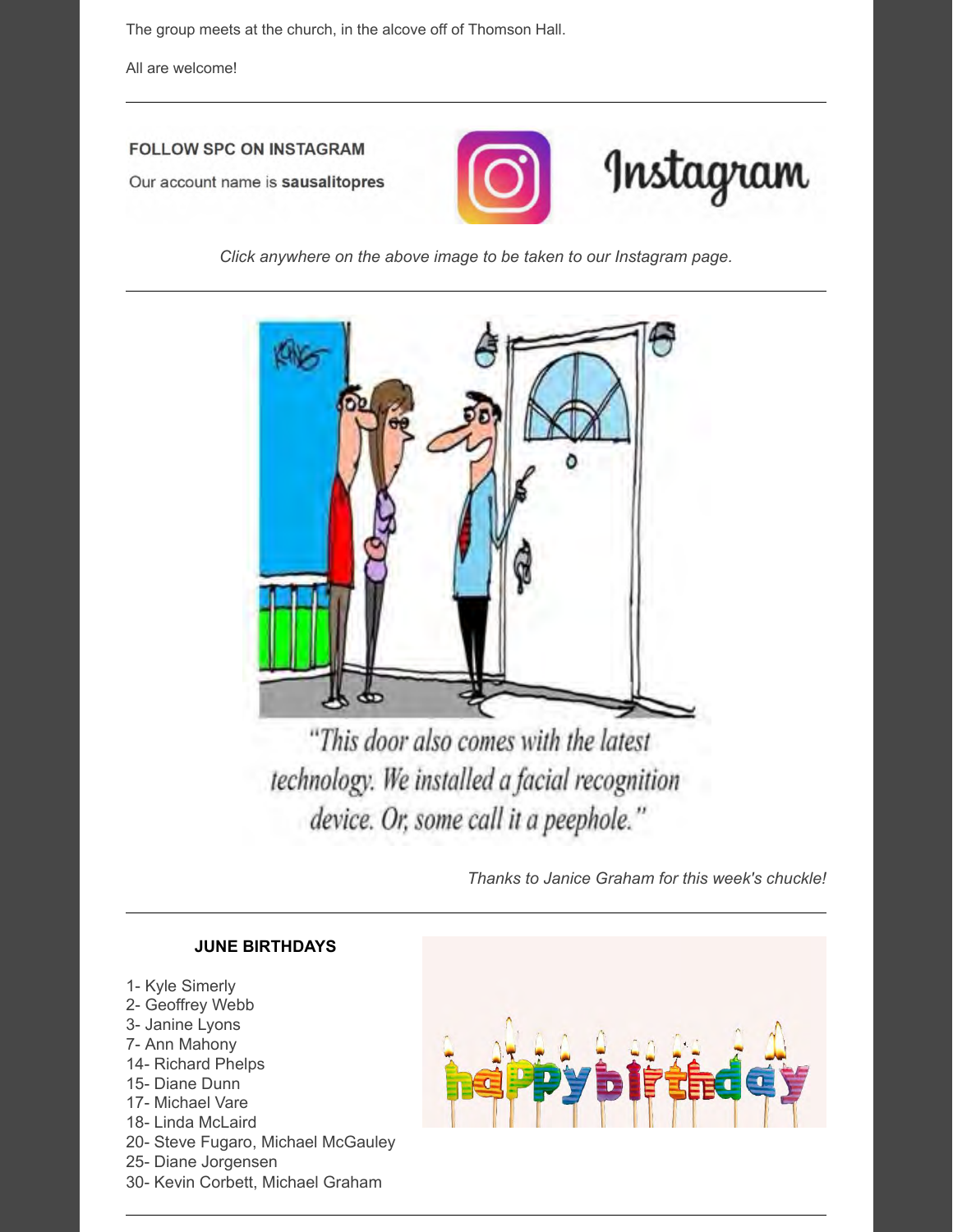The group meets at the church, in the alcove off of Thomson Hall.

All are welcome!

---

**FOLLOW SPC ON INSTAGRAM**

Our account name is **sausalitopres**

*Click anywhere on the above image to be taken to our Instagram page.*

---

"This door also comes with the latest technology. We installed a facial recognition device. Or, some call it a peephole."

*Thanks to Janice Graham for this week's chuckle!*

---

**JUNE BIRTHDAYS**

1- Kyle Simerly
2- Geoffrey Webb
3- Janine Lyons
7- Ann Mahony
14- Richard Phelps
15- Diane Dunn
17- Michael Vare
18- Linda McLaird
20- Steve Fugaro, Michael McGauley
25- Diane Jorgensen
30- Kevin Corbett, Michael Graham

---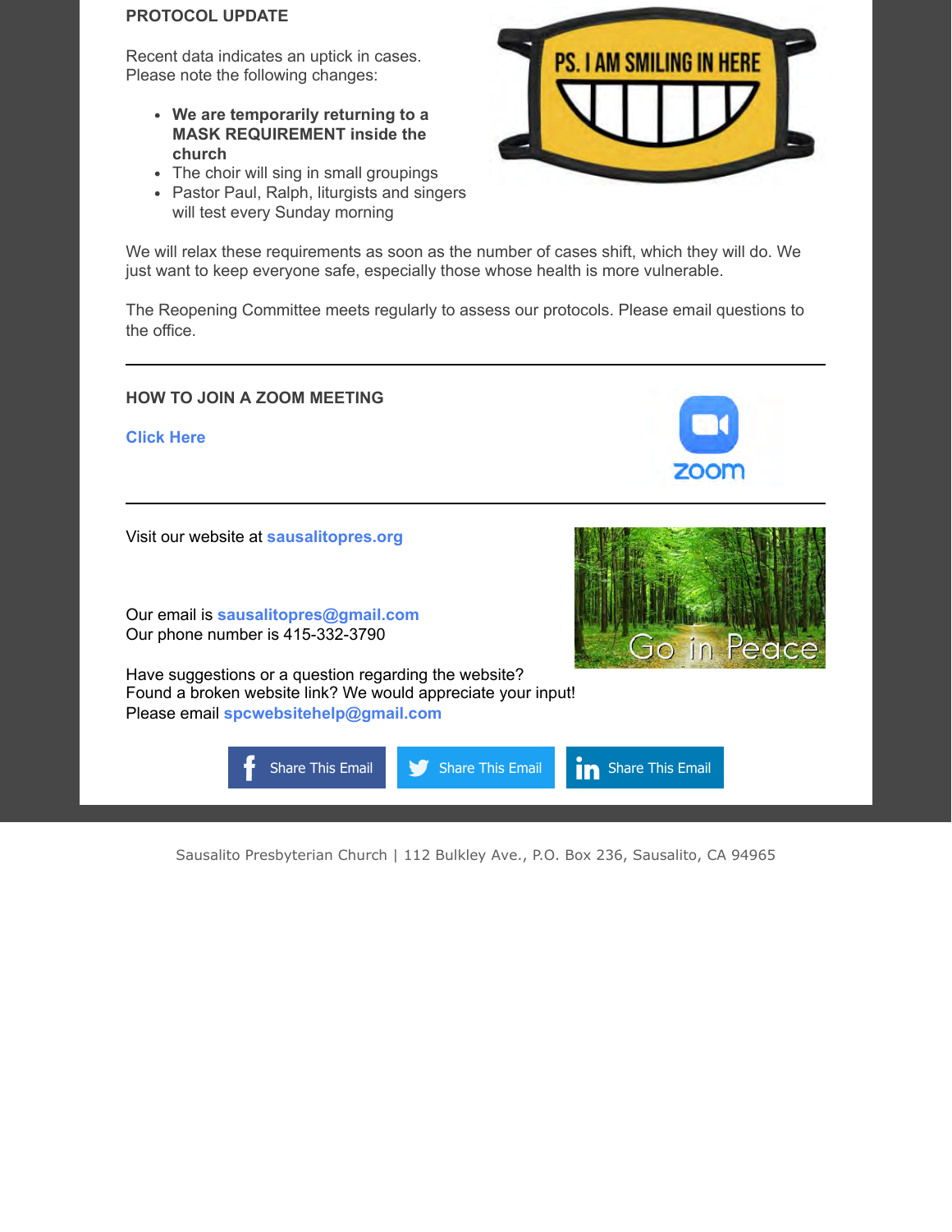**PROTOCOL UPDATE**

Recent data indicates an uptick in cases.
Please note the following changes:

- **We are temporarily returning to a MASK REQUIREMENT inside the church**
- The choir will sing in small groupings
- Pastor Paul, Ralph, liturgists and singers will test every Sunday morning

We will relax these requirements as soon as the number of cases shift, which they will do. We just want to keep everyone safe, especially those whose health is more vulnerable.

The Reopening Committee meets regularly to assess our protocols. Please email questions to the office.

---

**HOW TO JOIN A ZOOM MEETING**

**Click Here**

---

Visit our website at **sausalitopres.org**

Our email is **sausalitopres@gmail.com**
Our phone number is 415-332-3790

Have suggestions or a question regarding the website?
Found a broken website link? We would appreciate your input!
Please email **spcwebsitehelp@gmail.com**

Share This Email | Share This Email | Share This Email

Sausalito Presbyterian Church | 112 Bulkley Ave., P.O. Box 236, Sausalito, CA 94965